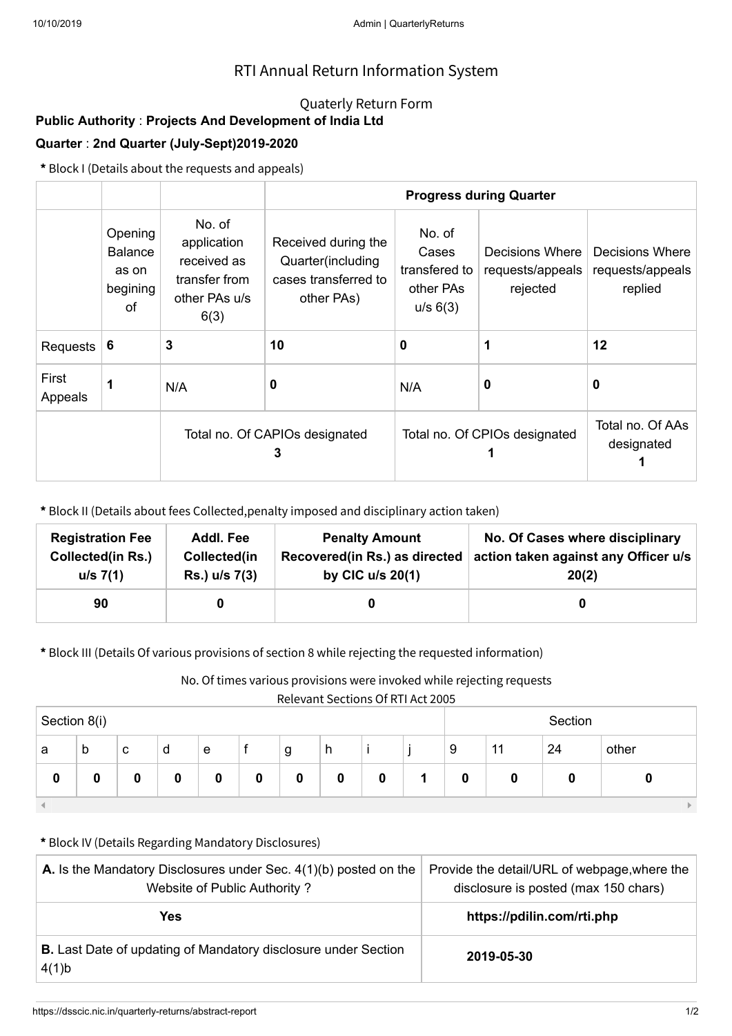# RTI Annual Return Information System

## Quaterly Return Form

**Public Authority** : **Projects And Development of India Ltd**

**Quarter** : **2nd Quarter (July-Sept)2019-2020**

**\*** Block I (Details about the requests and appeals)

| | | | **Progress during Quarter** | | | |
|---|---|---|---|---|---|---|
| | Opening Balance as on begining of | No. of application received as transfer from other PAs u/s 6(3) | Received during the Quarter(including cases transferred to other PAs) | No. of Cases transfered to other PAs u/s 6(3) | Decisions Where requests/appeals rejected | Decisions Where requests/appeals replied |
| Requests | **6** | **3** | **10** | **0** | **1** | **12** |
| First Appeals | **1** | N/A | **0** | N/A | **0** | **0** |
| | | Total no. Of CAPIOs designated **3** | | Total no. Of CPIOs designated **1** | | Total no. Of AAs designated **1** |

**\*** Block II (Details about fees Collected,penalty imposed and disciplinary action taken)

| **Registration Fee Collected(in Rs.) u/s 7(1)** | **Addl. Fee Collected(in Rs.) u/s 7(3)** | **Penalty Amount Recovered(in Rs.) as directed by CIC u/s 20(1)** | **No. Of Cases where disciplinary action taken against any Officer u/s 20(2)** |
|---|---|---|---|
| **90** | **0** | **0** | **0** |

**\*** Block III (Details Of various provisions of section 8 while rejecting the requested information)

No. Of times various provisions were invoked while rejecting requests
Relevant Sections Of RTI Act 2005

| Section 8(i) | | | | | | | | | | Section | | | |
|---|---|---|---|---|---|---|---|---|---|---|---|---|---|
| a | b | c | d | e | f | g | h | i | j | 9 | 11 | 24 | other |
| **0** | **0** | **0** | **0** | **0** | **0** | **0** | **0** | **0** | **1** | **0** | **0** | **0** | **0** |

**\*** Block IV (Details Regarding Mandatory Disclosures)

| **A.** Is the Mandatory Disclosures under Sec. 4(1)(b) posted on the Website of Public Authority ? | Provide the detail/URL of webpage,where the disclosure is posted (max 150 chars) |
|---|---|
| **Yes** | **https://pdilin.com/rti.php** |
| **B.** Last Date of updating of Mandatory disclosure under Section 4(1)b | **2019-05-30** |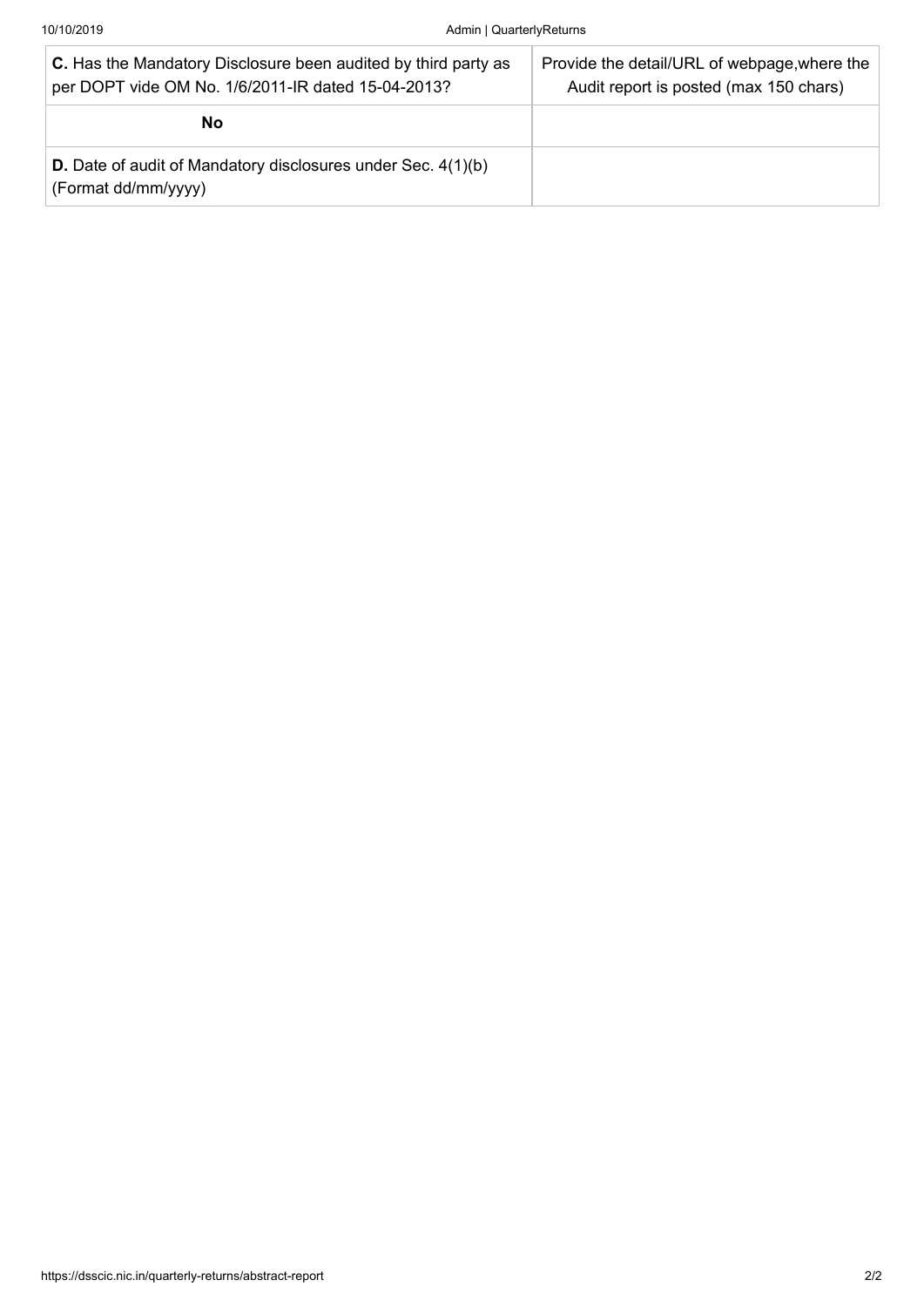| | |
|---|---|
| **C.** Has the Mandatory Disclosure been audited by third party as per DOPT vide OM No. 1/6/2011-IR dated 15-04-2013? | Provide the detail/URL of webpage,where the Audit report is posted (max 150 chars) |
| **No** | |
| **D.** Date of audit of Mandatory disclosures under Sec. 4(1)(b) (Format dd/mm/yyyy) | |